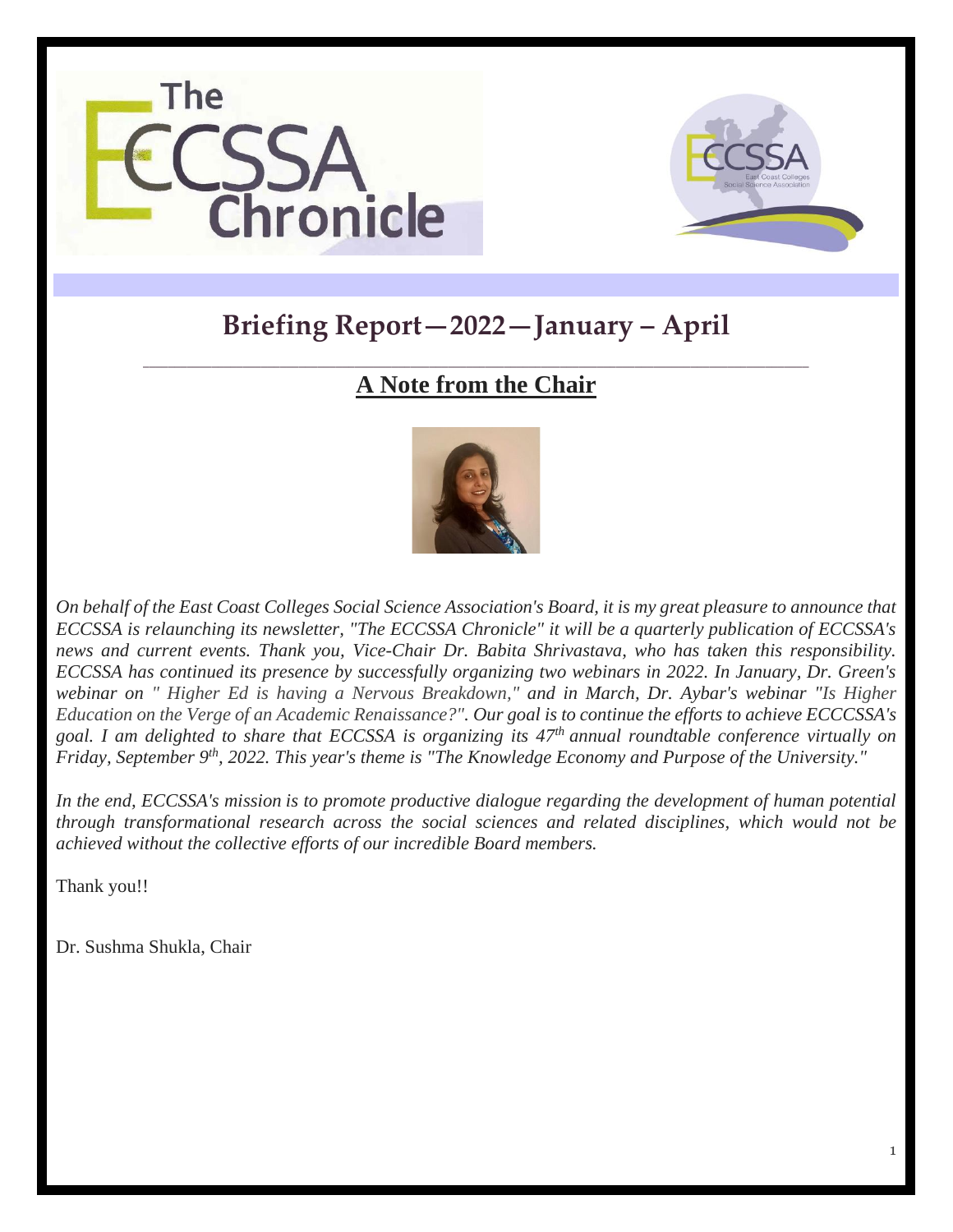# The ECCSSA Chronicle

## Briefing Report—2022—January – April

---

## A Note from the Chair

*On behalf of the East Coast Colleges Social Science Association's Board, it is my great pleasure to announce that ECCSSA is relaunching its newsletter, "The ECCSSA Chronicle" it will be a quarterly publication of ECCSSA's news and current events. Thank you, Vice-Chair Dr. Babita Shrivastava, who has taken this responsibility. ECCSSA has continued its presence by successfully organizing two webinars in 2022. In January, Dr. Green's webinar on " Higher Ed is having a Nervous Breakdown," and in March, Dr. Aybar's webinar "Is Higher Education on the Verge of an Academic Renaissance?". Our goal is to continue the efforts to achieve ECCCSSA's goal. I am delighted to share that ECCSSA is organizing its 47th annual roundtable conference virtually on Friday, September 9th, 2022. This year's theme is "The Knowledge Economy and Purpose of the University."*

*In the end, ECCSSA's mission is to promote productive dialogue regarding the development of human potential through transformational research across the social sciences and related disciplines, which would not be achieved without the collective efforts of our incredible Board members.*

Thank you!!

Dr. Sushma Shukla, Chair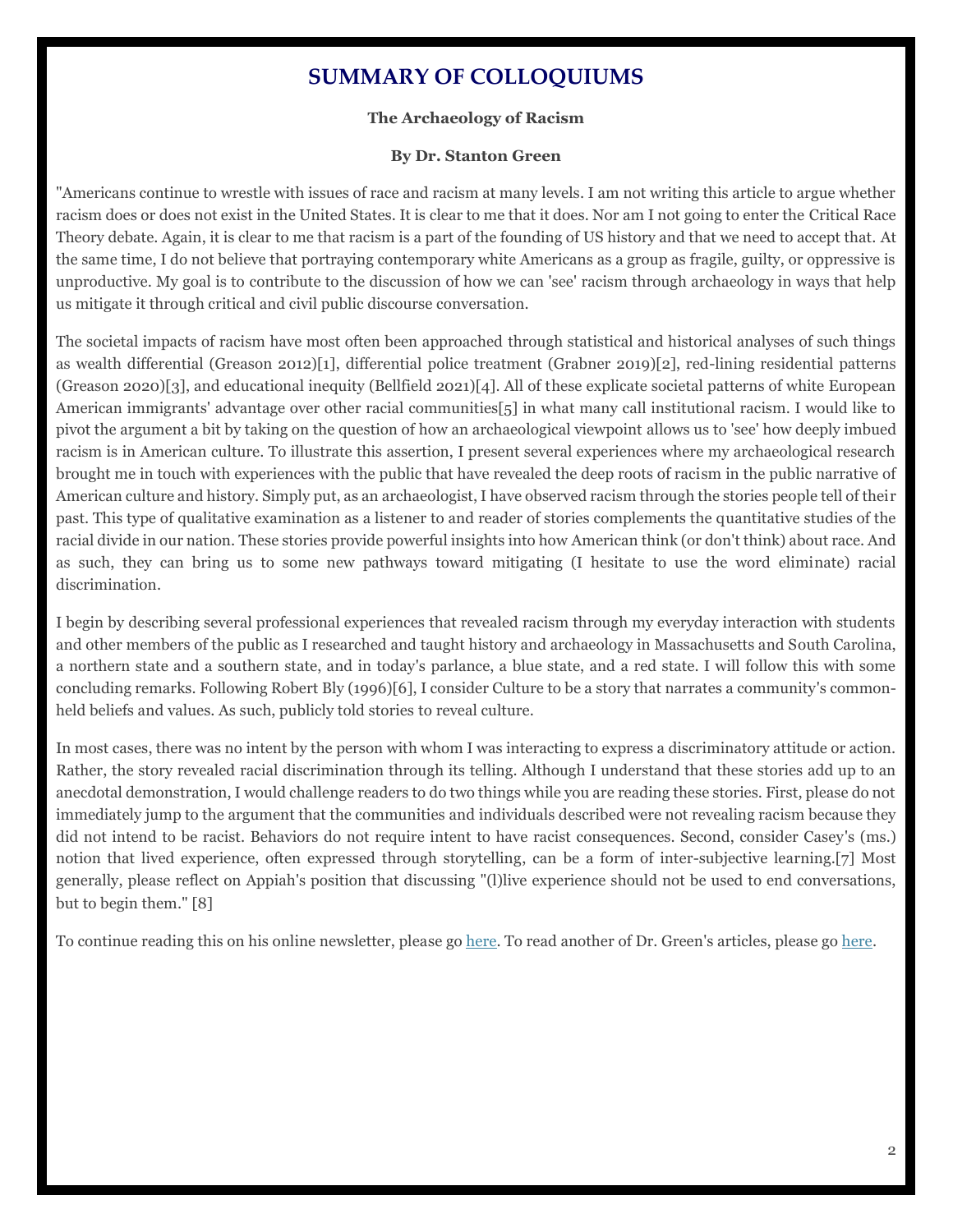# SUMMARY OF COLLOQUIUMS

### The Archaeology of Racism

### By Dr. Stanton Green

"Americans continue to wrestle with issues of race and racism at many levels. I am not writing this article to argue whether racism does or does not exist in the United States. It is clear to me that it does. Nor am I not going to enter the Critical Race Theory debate. Again, it is clear to me that racism is a part of the founding of US history and that we need to accept that. At the same time, I do not believe that portraying contemporary white Americans as a group as fragile, guilty, or oppressive is unproductive. My goal is to contribute to the discussion of how we can 'see' racism through archaeology in ways that help us mitigate it through critical and civil public discourse conversation.

The societal impacts of racism have most often been approached through statistical and historical analyses of such things as wealth differential (Greason 2012)[1], differential police treatment (Grabner 2019)[2], red-lining residential patterns (Greason 2020)[3], and educational inequity (Bellfield 2021)[4]. All of these explicate societal patterns of white European American immigrants' advantage over other racial communities[5] in what many call institutional racism. I would like to pivot the argument a bit by taking on the question of how an archaeological viewpoint allows us to 'see' how deeply imbued racism is in American culture. To illustrate this assertion, I present several experiences where my archaeological research brought me in touch with experiences with the public that have revealed the deep roots of racism in the public narrative of American culture and history. Simply put, as an archaeologist, I have observed racism through the stories people tell of their past. This type of qualitative examination as a listener to and reader of stories complements the quantitative studies of the racial divide in our nation. These stories provide powerful insights into how American think (or don't think) about race. And as such, they can bring us to some new pathways toward mitigating (I hesitate to use the word eliminate) racial discrimination.

I begin by describing several professional experiences that revealed racism through my everyday interaction with students and other members of the public as I researched and taught history and archaeology in Massachusetts and South Carolina, a northern state and a southern state, and in today's parlance, a blue state, and a red state. I will follow this with some concluding remarks. Following Robert Bly (1996)[6], I consider Culture to be a story that narrates a community's common-held beliefs and values. As such, publicly told stories to reveal culture.

In most cases, there was no intent by the person with whom I was interacting to express a discriminatory attitude or action. Rather, the story revealed racial discrimination through its telling. Although I understand that these stories add up to an anecdotal demonstration, I would challenge readers to do two things while you are reading these stories. First, please do not immediately jump to the argument that the communities and individuals described were not revealing racism because they did not intend to be racist. Behaviors do not require intent to have racist consequences. Second, consider Casey's (ms.) notion that lived experience, often expressed through storytelling, can be a form of inter-subjective learning.[7] Most generally, please reflect on Appiah's position that discussing "(l)live experience should not be used to end conversations, but to begin them." [8]

To continue reading this on his online newsletter, please go here. To read another of Dr. Green's articles, please go here.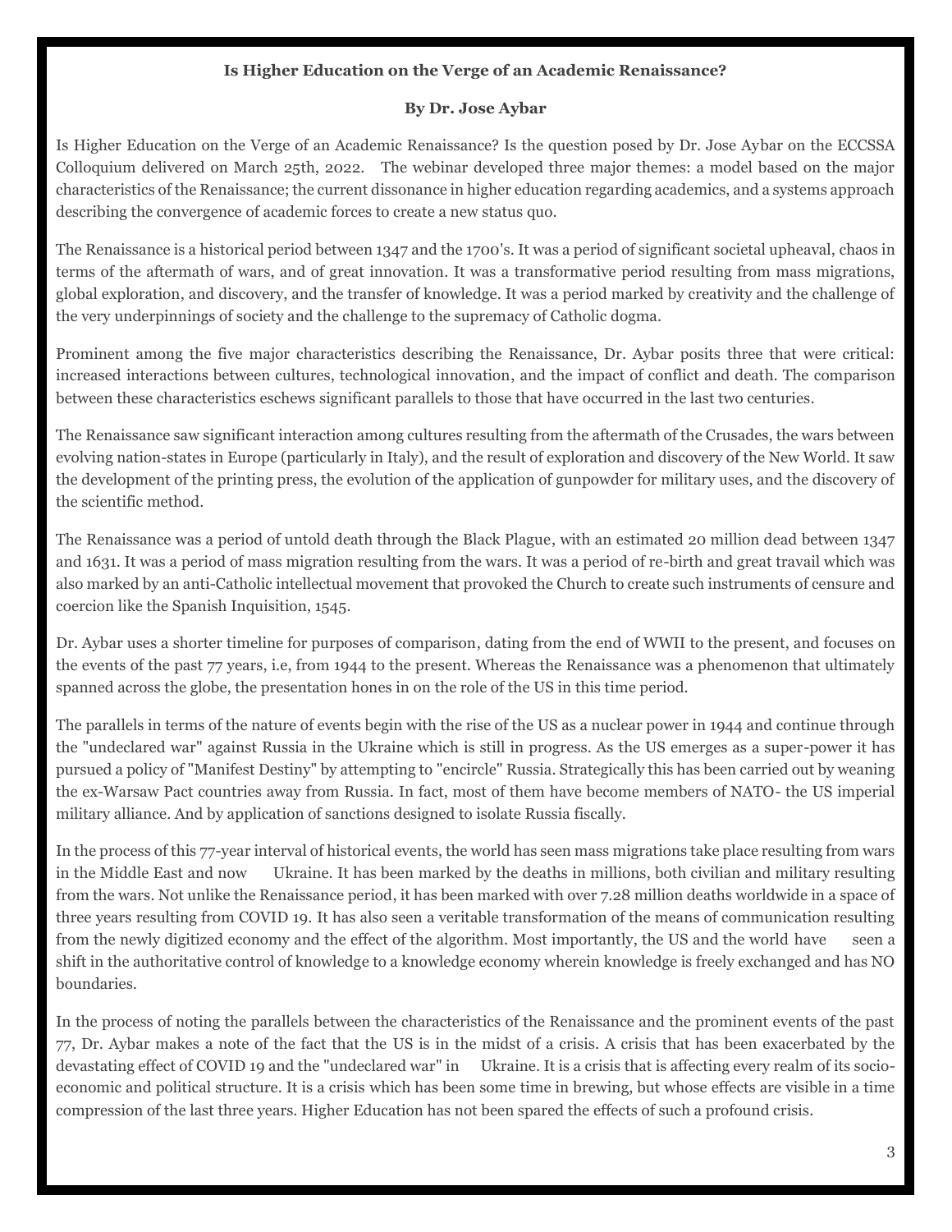**Is Higher Education on the Verge of an Academic Renaissance?**

**By Dr. Jose Aybar**

Is Higher Education on the Verge of an Academic Renaissance? Is the question posed by Dr. Jose Aybar on the ECCSSA Colloquium delivered on March 25th, 2022. The webinar developed three major themes: a model based on the major characteristics of the Renaissance; the current dissonance in higher education regarding academics, and a systems approach describing the convergence of academic forces to create a new status quo.

The Renaissance is a historical period between 1347 and the 1700's. It was a period of significant societal upheaval, chaos in terms of the aftermath of wars, and of great innovation. It was a transformative period resulting from mass migrations, global exploration, and discovery, and the transfer of knowledge. It was a period marked by creativity and the challenge of the very underpinnings of society and the challenge to the supremacy of Catholic dogma.

Prominent among the five major characteristics describing the Renaissance, Dr. Aybar posits three that were critical: increased interactions between cultures, technological innovation, and the impact of conflict and death. The comparison between these characteristics eschews significant parallels to those that have occurred in the last two centuries.

The Renaissance saw significant interaction among cultures resulting from the aftermath of the Crusades, the wars between evolving nation-states in Europe (particularly in Italy), and the result of exploration and discovery of the New World. It saw the development of the printing press, the evolution of the application of gunpowder for military uses, and the discovery of the scientific method.

The Renaissance was a period of untold death through the Black Plague, with an estimated 20 million dead between 1347 and 1631. It was a period of mass migration resulting from the wars. It was a period of re-birth and great travail which was also marked by an anti-Catholic intellectual movement that provoked the Church to create such instruments of censure and coercion like the Spanish Inquisition, 1545.

Dr. Aybar uses a shorter timeline for purposes of comparison, dating from the end of WWII to the present, and focuses on the events of the past 77 years, i.e, from 1944 to the present. Whereas the Renaissance was a phenomenon that ultimately spanned across the globe, the presentation hones in on the role of the US in this time period.

The parallels in terms of the nature of events begin with the rise of the US as a nuclear power in 1944 and continue through the "undeclared war" against Russia in the Ukraine which is still in progress. As the US emerges as a super-power it has pursued a policy of "Manifest Destiny" by attempting to "encircle" Russia. Strategically this has been carried out by weaning the ex-Warsaw Pact countries away from Russia. In fact, most of them have become members of NATO- the US imperial military alliance. And by application of sanctions designed to isolate Russia fiscally.

In the process of this 77-year interval of historical events, the world has seen mass migrations take place resulting from wars in the Middle East and now Ukraine. It has been marked by the deaths in millions, both civilian and military resulting from the wars. Not unlike the Renaissance period, it has been marked with over 7.28 million deaths worldwide in a space of three years resulting from COVID 19. It has also seen a veritable transformation of the means of communication resulting from the newly digitized economy and the effect of the algorithm. Most importantly, the US and the world have seen a shift in the authoritative control of knowledge to a knowledge economy wherein knowledge is freely exchanged and has NO boundaries.

In the process of noting the parallels between the characteristics of the Renaissance and the prominent events of the past 77, Dr. Aybar makes a note of the fact that the US is in the midst of a crisis. A crisis that has been exacerbated by the devastating effect of COVID 19 and the "undeclared war" in Ukraine. It is a crisis that is affecting every realm of its socio-economic and political structure. It is a crisis which has been some time in brewing, but whose effects are visible in a time compression of the last three years. Higher Education has not been spared the effects of such a profound crisis.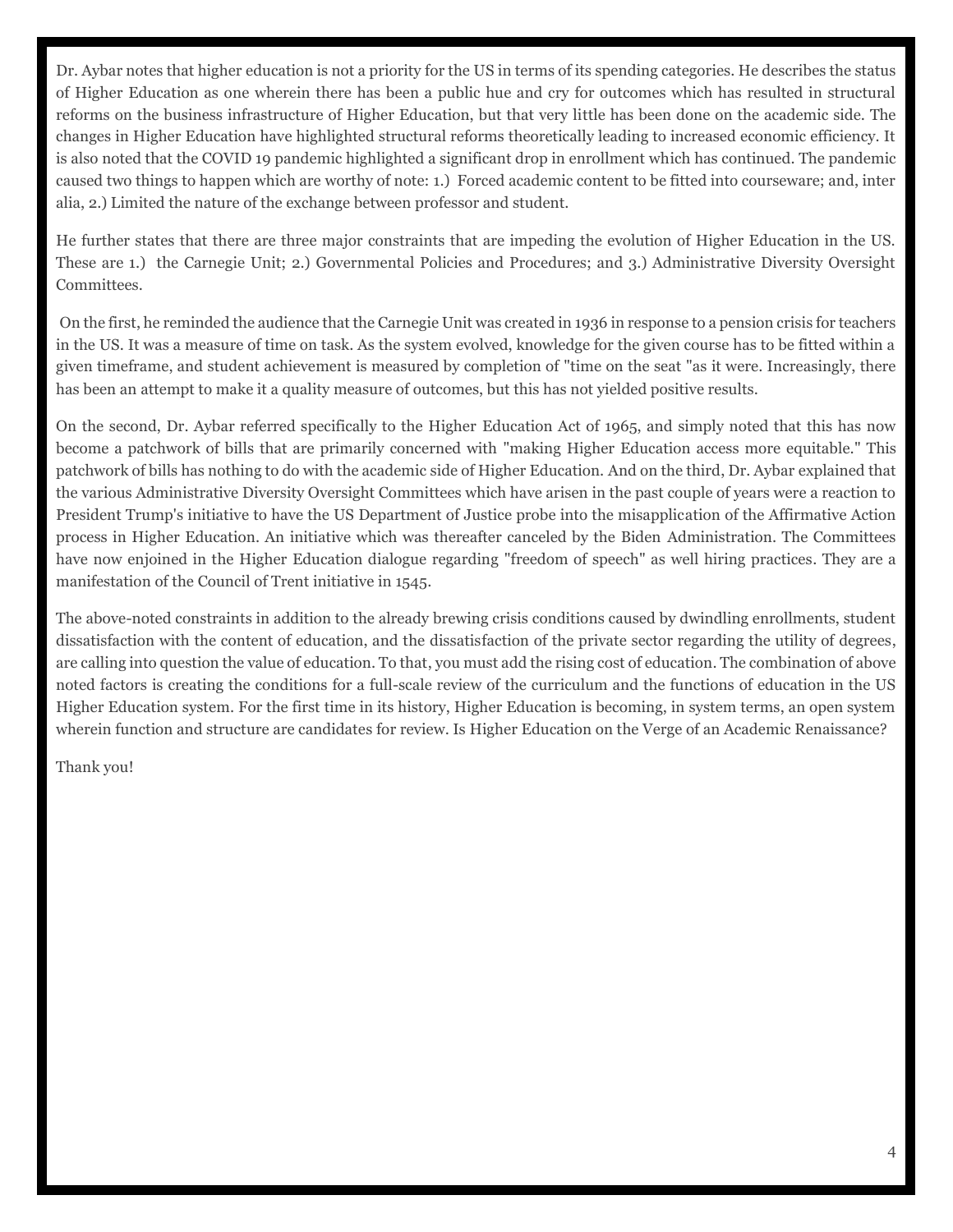Dr. Aybar notes that higher education is not a priority for the US in terms of its spending categories. He describes the status of Higher Education as one wherein there has been a public hue and cry for outcomes which has resulted in structural reforms on the business infrastructure of Higher Education, but that very little has been done on the academic side. The changes in Higher Education have highlighted structural reforms theoretically leading to increased economic efficiency. It is also noted that the COVID 19 pandemic highlighted a significant drop in enrollment which has continued. The pandemic caused two things to happen which are worthy of note: 1.) Forced academic content to be fitted into courseware; and, inter alia, 2.) Limited the nature of the exchange between professor and student.

He further states that there are three major constraints that are impeding the evolution of Higher Education in the US. These are 1.) the Carnegie Unit; 2.) Governmental Policies and Procedures; and 3.) Administrative Diversity Oversight Committees.

On the first, he reminded the audience that the Carnegie Unit was created in 1936 in response to a pension crisis for teachers in the US. It was a measure of time on task. As the system evolved, knowledge for the given course has to be fitted within a given timeframe, and student achievement is measured by completion of "time on the seat "as it were. Increasingly, there has been an attempt to make it a quality measure of outcomes, but this has not yielded positive results.

On the second, Dr. Aybar referred specifically to the Higher Education Act of 1965, and simply noted that this has now become a patchwork of bills that are primarily concerned with "making Higher Education access more equitable." This patchwork of bills has nothing to do with the academic side of Higher Education. And on the third, Dr. Aybar explained that the various Administrative Diversity Oversight Committees which have arisen in the past couple of years were a reaction to President Trump's initiative to have the US Department of Justice probe into the misapplication of the Affirmative Action process in Higher Education. An initiative which was thereafter canceled by the Biden Administration. The Committees have now enjoined in the Higher Education dialogue regarding "freedom of speech" as well hiring practices. They are a manifestation of the Council of Trent initiative in 1545.

The above-noted constraints in addition to the already brewing crisis conditions caused by dwindling enrollments, student dissatisfaction with the content of education, and the dissatisfaction of the private sector regarding the utility of degrees, are calling into question the value of education. To that, you must add the rising cost of education. The combination of above noted factors is creating the conditions for a full-scale review of the curriculum and the functions of education in the US Higher Education system. For the first time in its history, Higher Education is becoming, in system terms, an open system wherein function and structure are candidates for review. Is Higher Education on the Verge of an Academic Renaissance?

Thank you!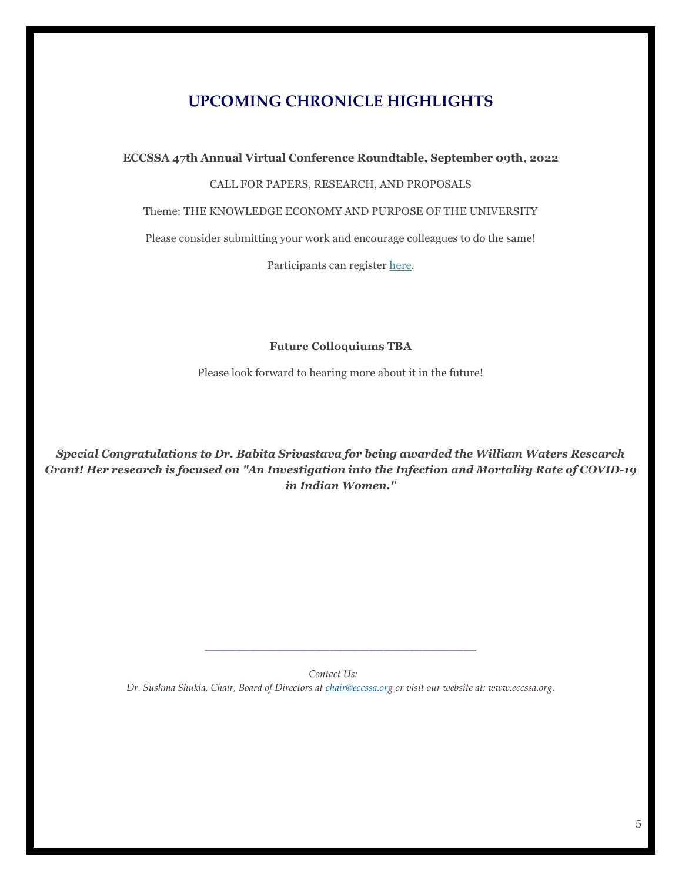## UPCOMING CHRONICLE HIGHLIGHTS

**ECCSSA 47th Annual Virtual Conference Roundtable, September 09th, 2022**

CALL FOR PAPERS, RESEARCH, AND PROPOSALS

Theme: THE KNOWLEDGE ECONOMY AND PURPOSE OF THE UNIVERSITY

Please consider submitting your work and encourage colleagues to do the same!

Participants can register here.

**Future Colloquiums TBA**

Please look forward to hearing more about it in the future!

***Special Congratulations to Dr. Babita Srivastava for being awarded the William Waters Research Grant! Her research is focused on "An Investigation into the Infection and Mortality Rate of COVID-19 in Indian Women."***

---

*Contact Us:*
*Dr. Sushma Shukla, Chair, Board of Directors at chair@eccssa.org or visit our website at: www.eccssa.org.*